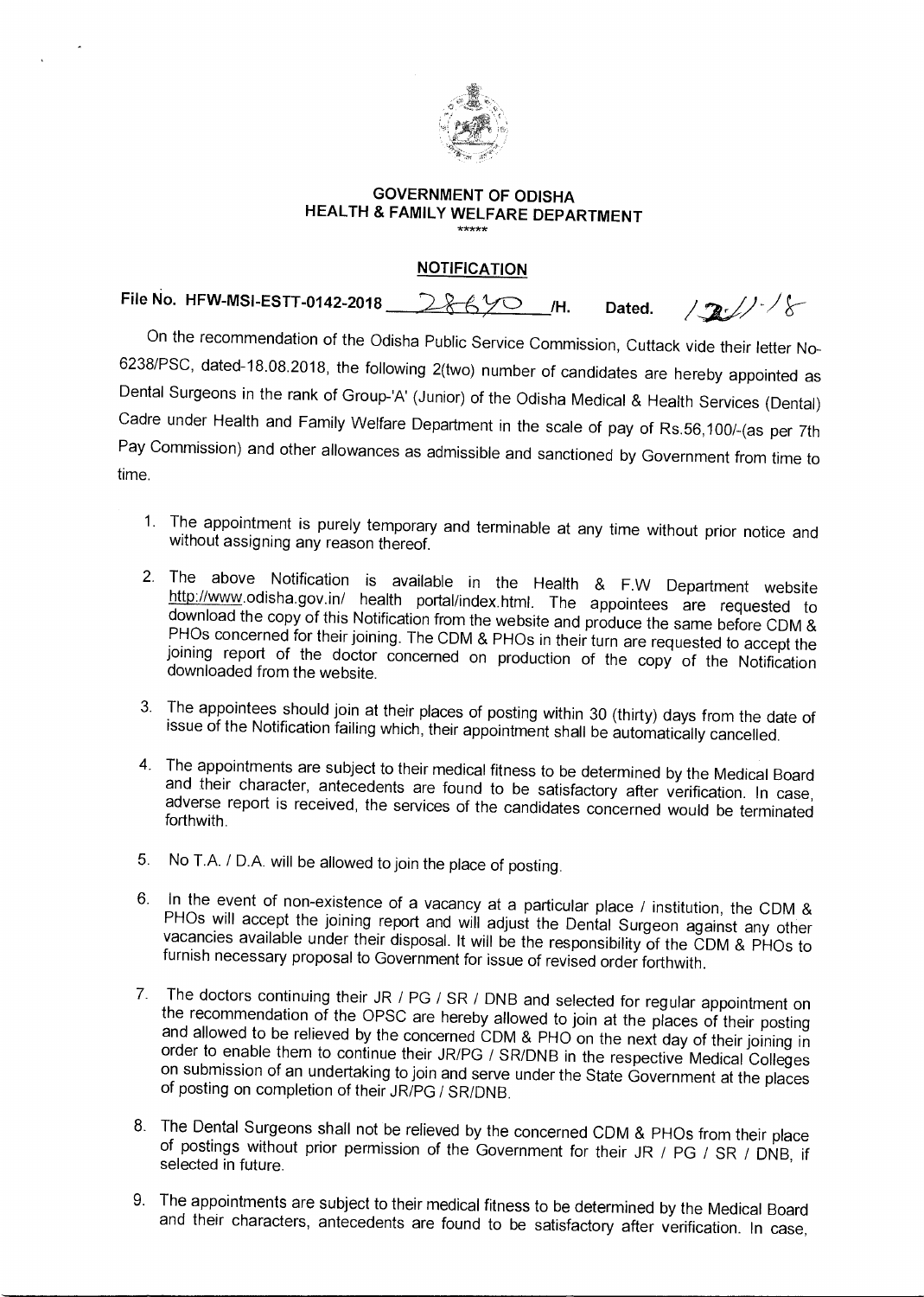**GOVERNMENT OF ODISHA**
**HEALTH & FAMILY WELFARE DEPARTMENT**

\*\*\*\*\*

**NOTIFICATION**

File No. HFW-MSI-ESTT-0142-2018 28670 /H. Dated. 12/11/18

On the recommendation of the Odisha Public Service Commission, Cuttack vide their letter No-6238/PSC, dated-18.08.2018, the following 2(two) number of candidates are hereby appointed as Dental Surgeons in the rank of Group-'A' (Junior) of the Odisha Medical & Health Services (Dental) Cadre under Health and Family Welfare Department in the scale of pay of Rs.56,100/-(as per 7th Pay Commission) and other allowances as admissible and sanctioned by Government from time to time.

1. The appointment is purely temporary and terminable at any time without prior notice and without assigning any reason thereof.
2. The above Notification is available in the Health & F.W Department website http://www.odisha.gov.in/ health portal/index.html. The appointees are requested to download the copy of this Notification from the website and produce the same before CDM & PHOs concerned for their joining. The CDM & PHOs in their turn are requested to accept the joining report of the doctor concerned on production of the copy of the Notification downloaded from the website.
3. The appointees should join at their places of posting within 30 (thirty) days from the date of issue of the Notification failing which, their appointment shall be automatically cancelled.
4. The appointments are subject to their medical fitness to be determined by the Medical Board and their character, antecedents are found to be satisfactory after verification. In case, adverse report is received, the services of the candidates concerned would be terminated forthwith.
5. No T.A. / D.A. will be allowed to join the place of posting.
6. In the event of non-existence of a vacancy at a particular place / institution, the CDM & PHOs will accept the joining report and will adjust the Dental Surgeon against any other vacancies available under their disposal. It will be the responsibility of the CDM & PHOs to furnish necessary proposal to Government for issue of revised order forthwith.
7. The doctors continuing their JR / PG / SR / DNB and selected for regular appointment on the recommendation of the OPSC are hereby allowed to join at the places of their posting and allowed to be relieved by the concerned CDM & PHO on the next day of their joining in order to enable them to continue their JR/PG / SR/DNB in the respective Medical Colleges on submission of an undertaking to join and serve under the State Government at the places of posting on completion of their JR/PG / SR/DNB.
8. The Dental Surgeons shall not be relieved by the concerned CDM & PHOs from their place of postings without prior permission of the Government for their JR / PG / SR / DNB, if selected in future.
9. The appointments are subject to their medical fitness to be determined by the Medical Board and their characters, antecedents are found to be satisfactory after verification. In case,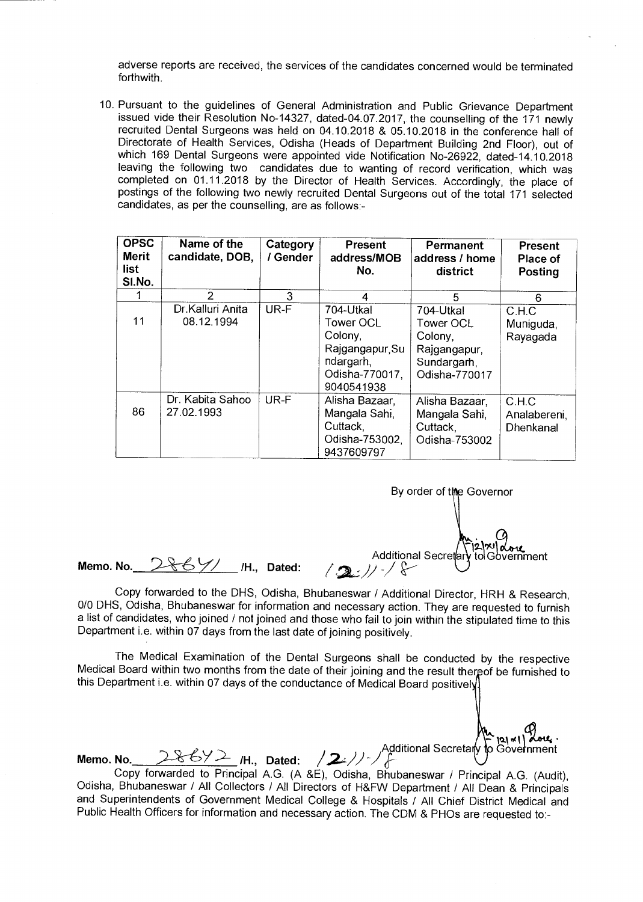adverse reports are received, the services of the candidates concerned would be terminated forthwith.

10. Pursuant to the guidelines of General Administration and Public Grievance Department issued vide their Resolution No-14327, dated-04.07.2017, the counselling of the 171 newly recruited Dental Surgeons was held on 04.10.2018 & 05.10.2018 in the conference hall of Directorate of Health Services, Odisha (Heads of Department Building 2nd Floor), out of which 169 Dental Surgeons were appointed vide Notification No-26922, dated-14.10.2018 leaving the following two candidates due to wanting of record verification, which was completed on 01.11.2018 by the Director of Health Services. Accordingly, the place of postings of the following two newly recruited Dental Surgeons out of the total 171 selected candidates, as per the counselling, are as follows:-

| OPSC Merit list Sl.No. | Name of the candidate, DOB, | Category / Gender | Present address/MOB No. | Permanent address / home district | Present Place of Posting |
|---|---|---|---|---|---|
| 1 | 2 | 3 | 4 | 5 | 6 |
| 11 | Dr.Kalluri Anita 08.12.1994 | UR-F | 704-Utkal Tower OCL Colony, Rajgangapur,Sundargarh, Odisha-770017, 9040541938 | 704-Utkal Tower OCL Colony, Rajgangapur, Sundargarh, Odisha-770017 | C.H.C Muniguda, Rayagada |
| 86 | Dr. Kabita Sahoo 27.02.1993 | UR-F | Alisha Bazaar, Mangala Sahi, Cuttack, Odisha-753002, 9437609797 | Alisha Bazaar, Mangala Sahi, Cuttack, Odisha-753002 | C.H.C Analabereni, Dhenkanal |

By order of the Governor

Additional Secretary to Government

Memo. No. 28641 /H., Dated: 12.11.18

Copy forwarded to the DHS, Odisha, Bhubaneswar / Additional Director, HRH & Research, O/O DHS, Odisha, Bhubaneswar for information and necessary action. They are requested to furnish a list of candidates, who joined / not joined and those who fail to join within the stipulated time to this Department i.e. within 07 days from the last date of joining positively.

The Medical Examination of the Dental Surgeons shall be conducted by the respective Medical Board within two months from the date of their joining and the result thereof be furnished to this Department i.e. within 07 days of the conductance of Medical Board positively.

Additional Secretary to Government

Memo. No. 28642 /H., Dated: 12.11.18

Copy forwarded to Principal A.G. (A &E), Odisha, Bhubaneswar / Principal A.G. (Audit), Odisha, Bhubaneswar / All Collectors / All Directors of H&FW Department / All Dean & Principals and Superintendents of Government Medical College & Hospitals / All Chief District Medical and Public Health Officers for information and necessary action. The CDM & PHOs are requested to:-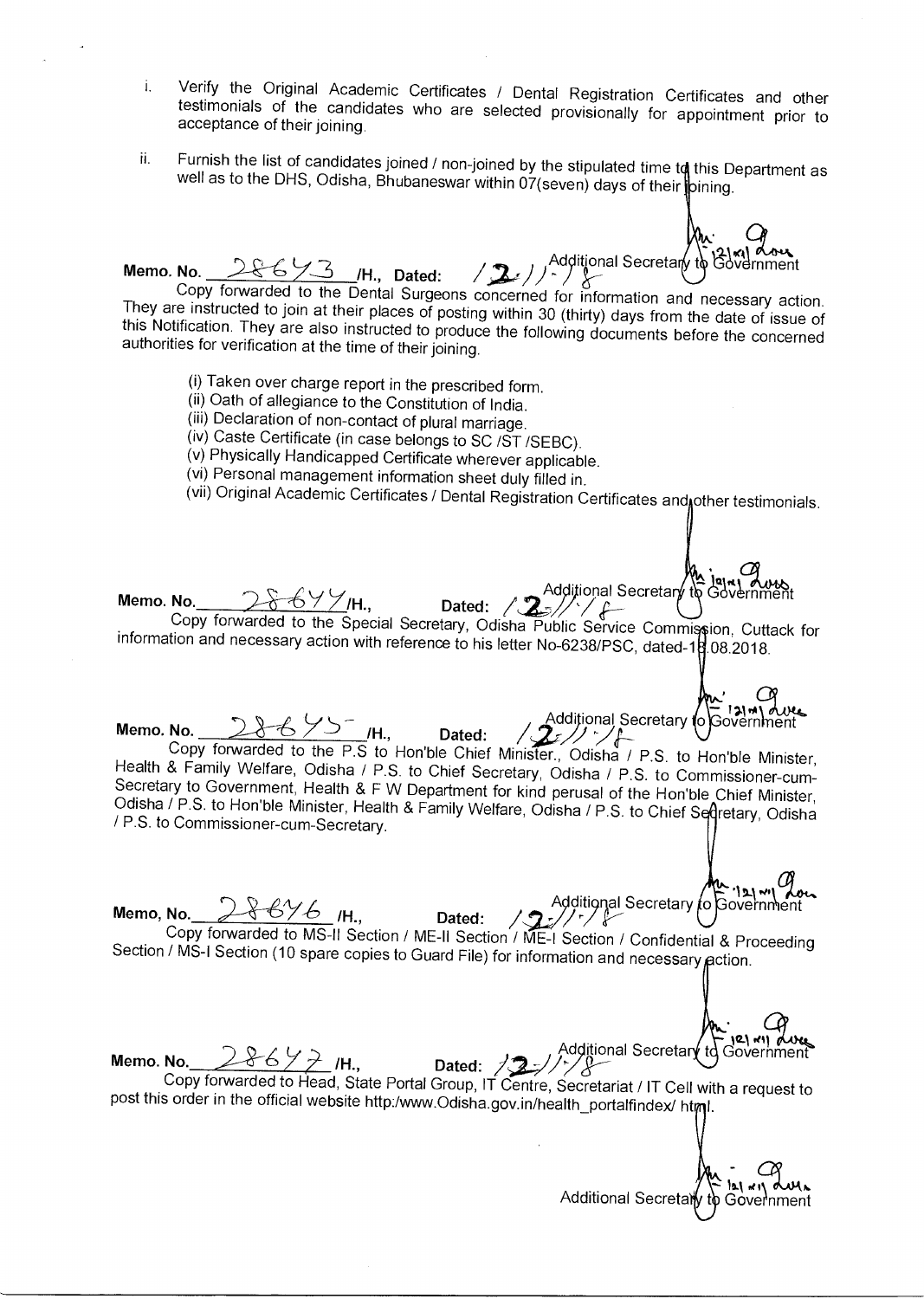i. Verify the Original Academic Certificates / Dental Registration Certificates and other testimonials of the candidates who are selected provisionally for appointment prior to acceptance of their joining.

ii. Furnish the list of candidates joined / non-joined by the stipulated time to this Department as well as to the DHS, Odisha, Bhubaneswar within 07(seven) days of their joining.

Additional Secretary to Government

Memo. No. 28643 /H., Dated: /2/ /18

Copy forwarded to the Dental Surgeons concerned for information and necessary action. They are instructed to join at their places of posting within 30 (thirty) days from the date of issue of this Notification. They are also instructed to produce the following documents before the concerned authorities for verification at the time of their joining.

(i) Taken over charge report in the prescribed form.
(ii) Oath of allegiance to the Constitution of India.
(iii) Declaration of non-contact of plural marriage.
(iv) Caste Certificate (in case belongs to SC /ST /SEBC).
(v) Physically Handicapped Certificate wherever applicable.
(vi) Personal management information sheet duly filled in.
(vii) Original Academic Certificates / Dental Registration Certificates and other testimonials.

Additional Secretary to Government

Memo. No. 28644 /H., Dated: /2/ /18

Copy forwarded to the Special Secretary, Odisha Public Service Commission, Cuttack for information and necessary action with reference to his letter No-6238/PSC, dated-18.08.2018.

Additional Secretary to Government

Memo. No. 28645 /H., Dated: /2/ /18

Copy forwarded to the P.S to Hon'ble Chief Minister., Odisha / P.S. to Hon'ble Minister, Health & Family Welfare, Odisha / P.S. to Chief Secretary, Odisha / P.S. to Commissioner-cum-Secretary to Government, Health & F W Department for kind perusal of the Hon'ble Chief Minister, Odisha / P.S. to Hon'ble Minister, Health & Family Welfare, Odisha / P.S. to Chief Secretary, Odisha / P.S. to Commissioner-cum-Secretary.

Additional Secretary to Government

Memo, No. 28646 /H., Dated: /2/ /18

Copy forwarded to MS-II Section / ME-II Section / ME-I Section / Confidential & Proceeding Section / MS-I Section (10 spare copies to Guard File) for information and necessary action.

Additional Secretary to Government

Memo. No. 28647 /H., Dated: /2/ /18

Copy forwarded to Head, State Portal Group, IT Centre, Secretariat / IT Cell with a request to post this order in the official website http:/www.Odisha.gov.in/health_portalfindex/ html.

Additional Secretary to Government